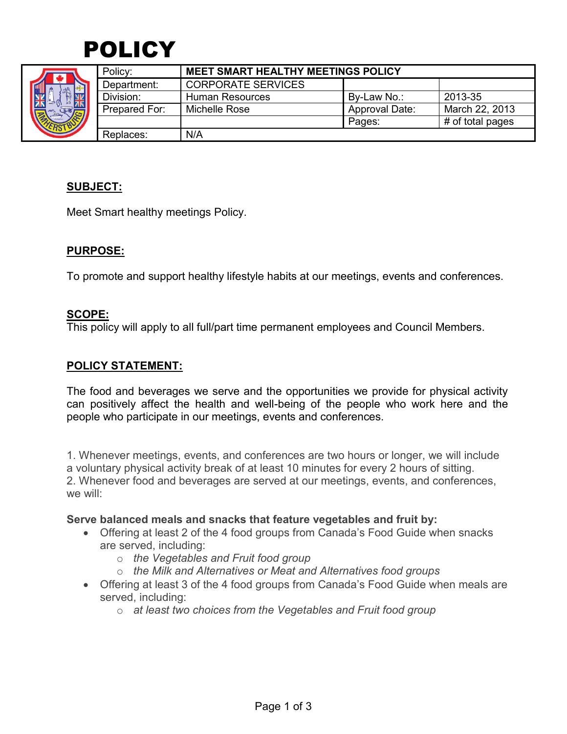# POLICY

| Policy: | MEET SMART HEALTHY MEETINGS POLICY | | |
|---|---|---|---|
| Department: | CORPORATE SERVICES | | |
| Division: | Human Resources | By-Law No.: | 2013-35 |
| Prepared For: | Michelle Rose | Approval Date: | March 22, 2013 |
| | | Pages: | # of total pages |
| Replaces: | N/A | | |

## SUBJECT:

Meet Smart healthy meetings Policy.

## PURPOSE:

To promote and support healthy lifestyle habits at our meetings, events and conferences.

## SCOPE:

This policy will apply to all full/part time permanent employees and Council Members.

## POLICY STATEMENT:

The food and beverages we serve and the opportunities we provide for physical activity can positively affect the health and well-being of the people who work here and the people who participate in our meetings, events and conferences.

1. Whenever meetings, events, and conferences are two hours or longer, we will include a voluntary physical activity break of at least 10 minutes for every 2 hours of sitting.
2. Whenever food and beverages are served at our meetings, events, and conferences, we will:

**Serve balanced meals and snacks that feature vegetables and fruit by:**

- Offering at least 2 of the 4 food groups from Canada's Food Guide when snacks are served, including:
  - *the Vegetables and Fruit food group*
  - *the Milk and Alternatives or Meat and Alternatives food groups*
- Offering at least 3 of the 4 food groups from Canada's Food Guide when meals are served, including:
  - *at least two choices from the Vegetables and Fruit food group*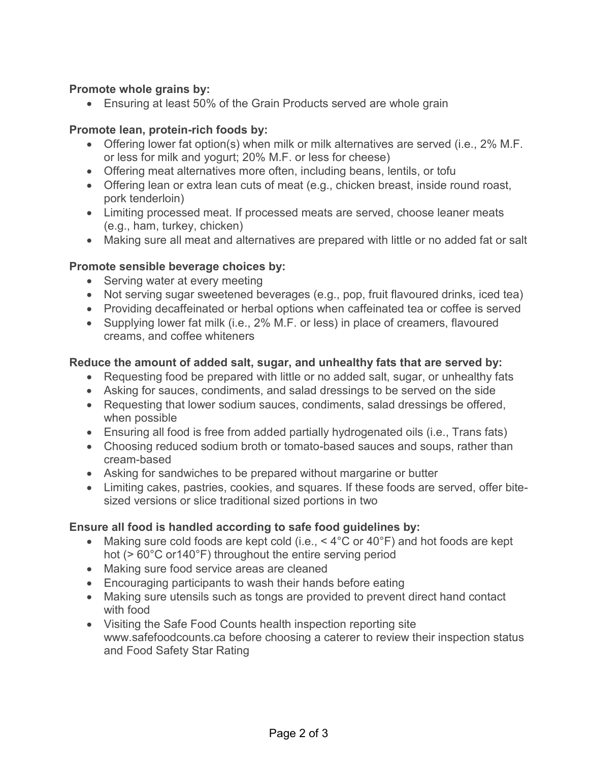**Promote whole grains by:**

- Ensuring at least 50% of the Grain Products served are whole grain

**Promote lean, protein-rich foods by:**

- Offering lower fat option(s) when milk or milk alternatives are served (i.e., 2% M.F. or less for milk and yogurt; 20% M.F. or less for cheese)
- Offering meat alternatives more often, including beans, lentils, or tofu
- Offering lean or extra lean cuts of meat (e.g., chicken breast, inside round roast, pork tenderloin)
- Limiting processed meat. If processed meats are served, choose leaner meats (e.g., ham, turkey, chicken)
- Making sure all meat and alternatives are prepared with little or no added fat or salt

**Promote sensible beverage choices by:**

- Serving water at every meeting
- Not serving sugar sweetened beverages (e.g., pop, fruit flavoured drinks, iced tea)
- Providing decaffeinated or herbal options when caffeinated tea or coffee is served
- Supplying lower fat milk (i.e., 2% M.F. or less) in place of creamers, flavoured creams, and coffee whiteners

**Reduce the amount of added salt, sugar, and unhealthy fats that are served by:**

- Requesting food be prepared with little or no added salt, sugar, or unhealthy fats
- Asking for sauces, condiments, and salad dressings to be served on the side
- Requesting that lower sodium sauces, condiments, salad dressings be offered, when possible
- Ensuring all food is free from added partially hydrogenated oils (i.e., Trans fats)
- Choosing reduced sodium broth or tomato-based sauces and soups, rather than cream-based
- Asking for sandwiches to be prepared without margarine or butter
- Limiting cakes, pastries, cookies, and squares. If these foods are served, offer bite-sized versions or slice traditional sized portions in two

**Ensure all food is handled according to safe food guidelines by:**

- Making sure cold foods are kept cold (i.e., < 4°C or 40°F) and hot foods are kept hot (> 60°C or140°F) throughout the entire serving period
- Making sure food service areas are cleaned
- Encouraging participants to wash their hands before eating
- Making sure utensils such as tongs are provided to prevent direct hand contact with food
- Visiting the Safe Food Counts health inspection reporting site www.safefoodcounts.ca before choosing a caterer to review their inspection status and Food Safety Star Rating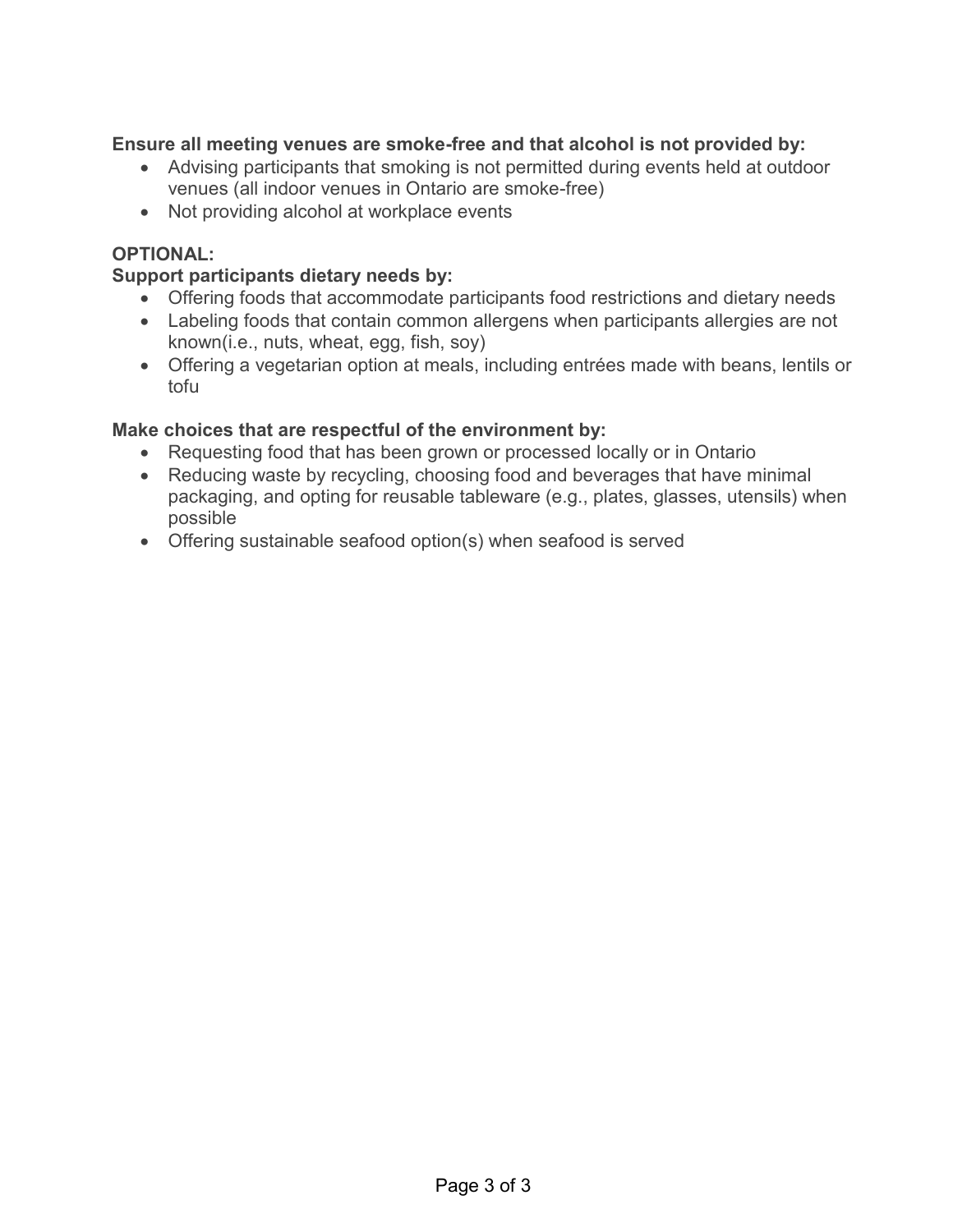**Ensure all meeting venues are smoke-free and that alcohol is not provided by:**

- Advising participants that smoking is not permitted during events held at outdoor venues (all indoor venues in Ontario are smoke-free)
- Not providing alcohol at workplace events

**OPTIONAL:**

**Support participants dietary needs by:**

- Offering foods that accommodate participants food restrictions and dietary needs
- Labeling foods that contain common allergens when participants allergies are not known(i.e., nuts, wheat, egg, fish, soy)
- Offering a vegetarian option at meals, including entrées made with beans, lentils or tofu

**Make choices that are respectful of the environment by:**

- Requesting food that has been grown or processed locally or in Ontario
- Reducing waste by recycling, choosing food and beverages that have minimal packaging, and opting for reusable tableware (e.g., plates, glasses, utensils) when possible
- Offering sustainable seafood option(s) when seafood is served